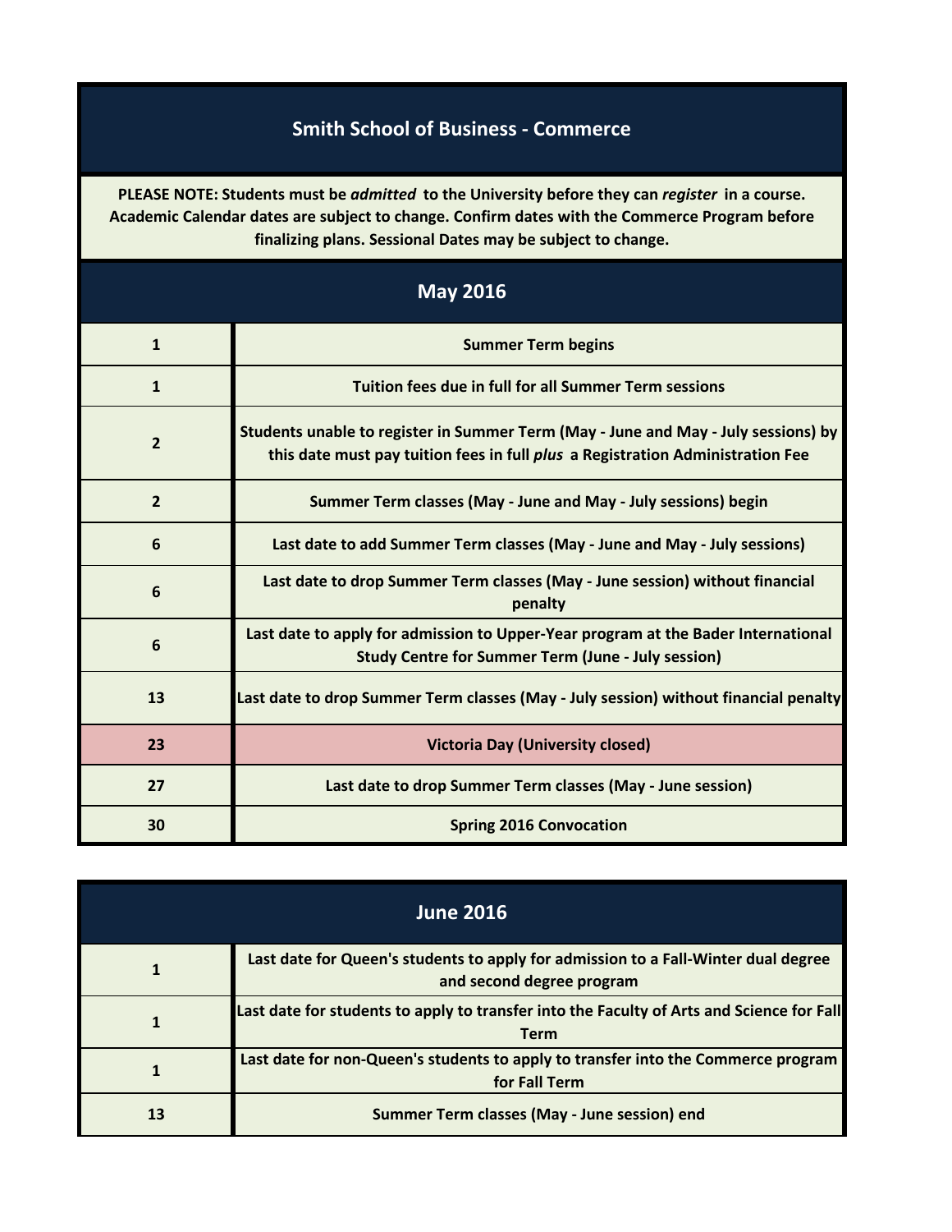# Smith School of Business - Commerce

**PLEASE NOTE: Students must be *admitted* to the University before they can *register* in a course. Academic Calendar dates are subject to change. Confirm dates with the Commerce Program before finalizing plans. Sessional Dates may be subject to change.**

## May 2016

| Date | Event |
|---|---|
| 1 | Summer Term begins |
| 1 | Tuition fees due in full for all Summer Term sessions |
| 2 | Students unable to register in Summer Term (May - June and May - July sessions) by this date must pay tuition fees in full *plus* a Registration Administration Fee |
| 2 | Summer Term classes (May - June and May - July sessions) begin |
| 6 | Last date to add Summer Term classes (May - June and May - July sessions) |
| 6 | Last date to drop Summer Term classes (May - June session) without financial penalty |
| 6 | Last date to apply for admission to Upper-Year program at the Bader International Study Centre for Summer Term (June - July session) |
| 13 | Last date to drop Summer Term classes (May - July session) without financial penalty |
| 23 | Victoria Day (University closed) |
| 27 | Last date to drop Summer Term classes (May - June session) |
| 30 | Spring 2016 Convocation |

## June 2016

| Date | Event |
|---|---|
| 1 | Last date for Queen's students to apply for admission to a Fall-Winter dual degree and second degree program |
| 1 | Last date for students to apply to transfer into the Faculty of Arts and Science for Fall Term |
| 1 | Last date for non-Queen's students to apply to transfer into the Commerce program for Fall Term |
| 13 | Summer Term classes (May - June session) end |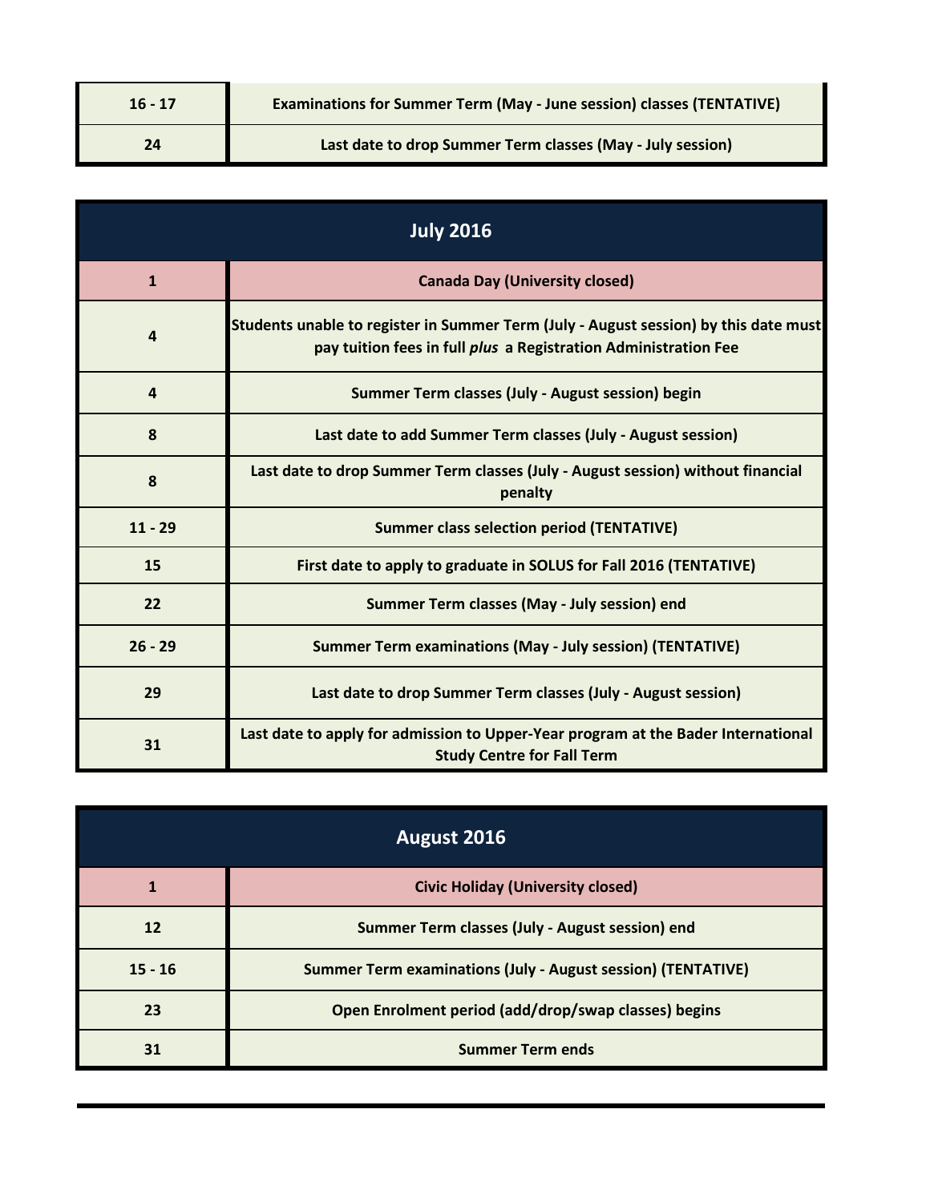| | |
|---|---|
| 16 - 17 | Examinations for Summer Term (May - June session) classes (TENTATIVE) |
| 24 | Last date to drop Summer Term classes (May - July session) |

## July 2016

| | |
|---|---|
| 1 | Canada Day (University closed) |
| 4 | Students unable to register in Summer Term (July - August session) by this date must pay tuition fees in full *plus* a Registration Administration Fee |
| 4 | Summer Term classes (July - August session) begin |
| 8 | Last date to add Summer Term classes (July - August session) |
| 8 | Last date to drop Summer Term classes (July - August session) without financial penalty |
| 11 - 29 | Summer class selection period (TENTATIVE) |
| 15 | First date to apply to graduate in SOLUS for Fall 2016 (TENTATIVE) |
| 22 | Summer Term classes (May - July session) end |
| 26 - 29 | Summer Term examinations (May - July session) (TENTATIVE) |
| 29 | Last date to drop Summer Term classes (July - August session) |
| 31 | Last date to apply for admission to Upper-Year program at the Bader International Study Centre for Fall Term |

## August 2016

| | |
|---|---|
| 1 | Civic Holiday (University closed) |
| 12 | Summer Term classes (July - August session) end |
| 15 - 16 | Summer Term examinations (July - August session) (TENTATIVE) |
| 23 | Open Enrolment period (add/drop/swap classes) begins |
| 31 | Summer Term ends |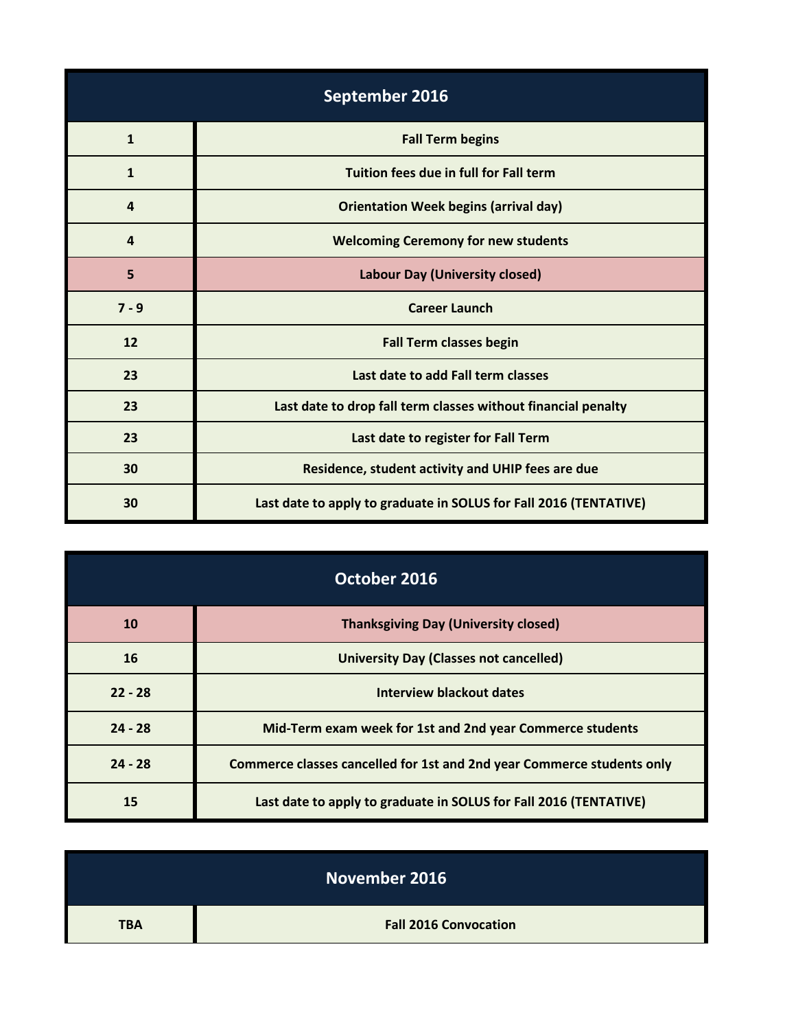| September 2016 | |
|---|---|
| 1 | Fall Term begins |
| 1 | Tuition fees due in full for Fall term |
| 4 | Orientation Week begins (arrival day) |
| 4 | Welcoming Ceremony for new students |
| 5 | Labour Day (University closed) |
| 7 - 9 | Career Launch |
| 12 | Fall Term classes begin |
| 23 | Last date to add Fall term classes |
| 23 | Last date to drop fall term classes without financial penalty |
| 23 | Last date to register for Fall Term |
| 30 | Residence, student activity and UHIP fees are due |
| 30 | Last date to apply to graduate in SOLUS for Fall 2016 (TENTATIVE) |

| October 2016 | |
|---|---|
| 10 | Thanksgiving Day (University closed) |
| 16 | University Day (Classes not cancelled) |
| 22 - 28 | Interview blackout dates |
| 24 - 28 | Mid-Term exam week for 1st and 2nd year Commerce students |
| 24 - 28 | Commerce classes cancelled for 1st and 2nd year Commerce students only |
| 15 | Last date to apply to graduate in SOLUS for Fall 2016 (TENTATIVE) |

| November 2016 | |
|---|---|
| TBA | Fall 2016 Convocation |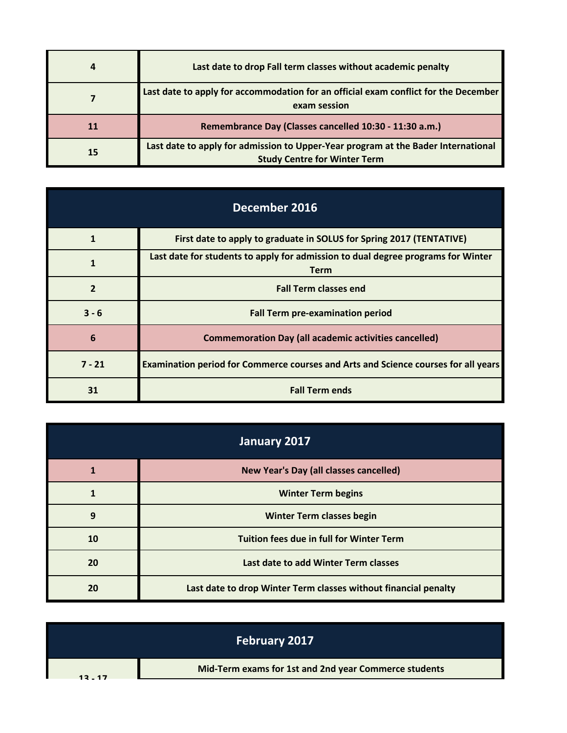| | |
|---|---|
| 4 | Last date to drop Fall term classes without academic penalty |
| 7 | Last date to apply for accommodation for an official exam conflict for the December exam session |
| 11 | Remembrance Day (Classes cancelled 10:30 - 11:30 a.m.) |
| 15 | Last date to apply for admission to Upper-Year program at the Bader International Study Centre for Winter Term |

| December 2016 | |
|---|---|
| 1 | First date to apply to graduate in SOLUS for Spring 2017 (TENTATIVE) |
| 1 | Last date for students to apply for admission to dual degree programs for Winter Term |
| 2 | Fall Term classes end |
| 3 - 6 | Fall Term pre-examination period |
| 6 | Commemoration Day (all academic activities cancelled) |
| 7 - 21 | Examination period for Commerce courses and Arts and Science courses for all years |
| 31 | Fall Term ends |

| January 2017 | |
|---|---|
| 1 | New Year's Day (all classes cancelled) |
| 1 | Winter Term begins |
| 9 | Winter Term classes begin |
| 10 | Tuition fees due in full for Winter Term |
| 20 | Last date to add Winter Term classes |
| 20 | Last date to drop Winter Term classes without financial penalty |

| February 2017 | |
|---|---|
| 13 - 17 | Mid-Term exams for 1st and 2nd year Commerce students |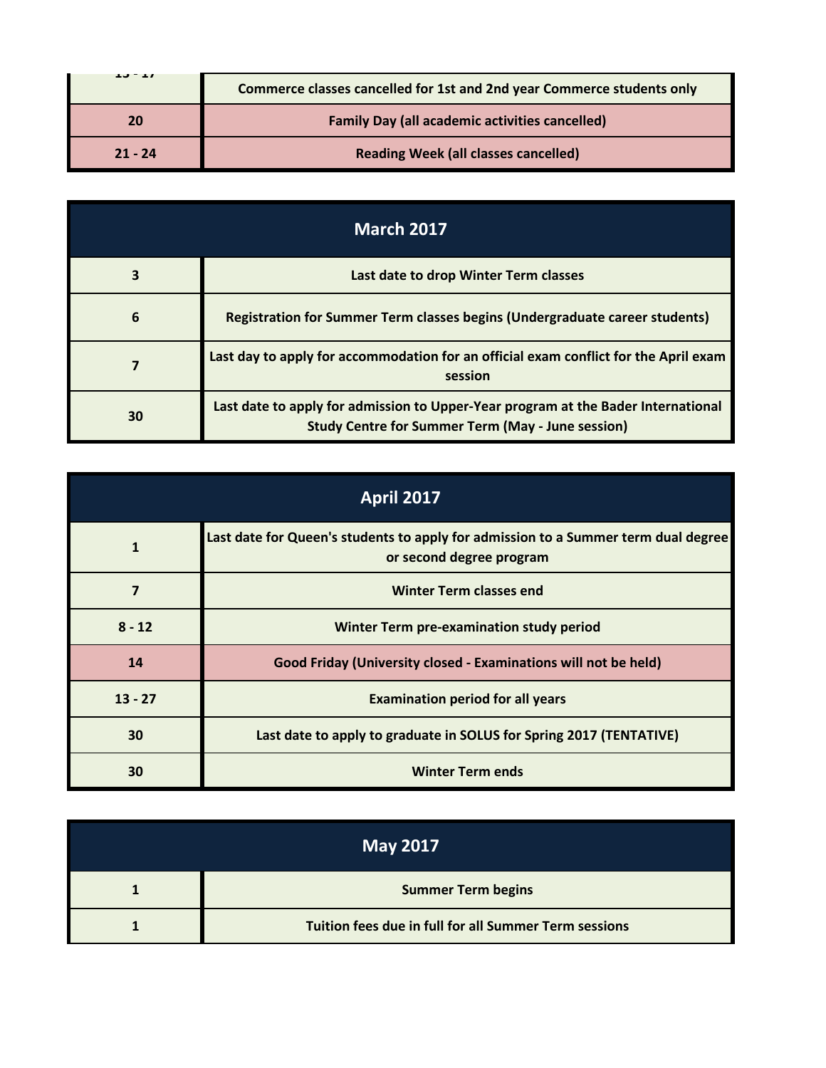| | |
|---|---|
| 13 - 17 | Commerce classes cancelled for 1st and 2nd year Commerce students only |
| 20 | Family Day (all academic activities cancelled) |
| 21 - 24 | Reading Week (all classes cancelled) |

| March 2017 | |
|---|---|
| 3 | Last date to drop Winter Term classes |
| 6 | Registration for Summer Term classes begins (Undergraduate career students) |
| 7 | Last day to apply for accommodation for an official exam conflict for the April exam session |
| 30 | Last date to apply for admission to Upper-Year program at the Bader International Study Centre for Summer Term (May - June session) |

| April 2017 | |
|---|---|
| 1 | Last date for Queen's students to apply for admission to a Summer term dual degree or second degree program |
| 7 | Winter Term classes end |
| 8 - 12 | Winter Term pre-examination study period |
| 14 | Good Friday (University closed - Examinations will not be held) |
| 13 - 27 | Examination period for all years |
| 30 | Last date to apply to graduate in SOLUS for Spring 2017 (TENTATIVE) |
| 30 | Winter Term ends |

| May 2017 | |
|---|---|
| 1 | Summer Term begins |
| 1 | Tuition fees due in full for all Summer Term sessions |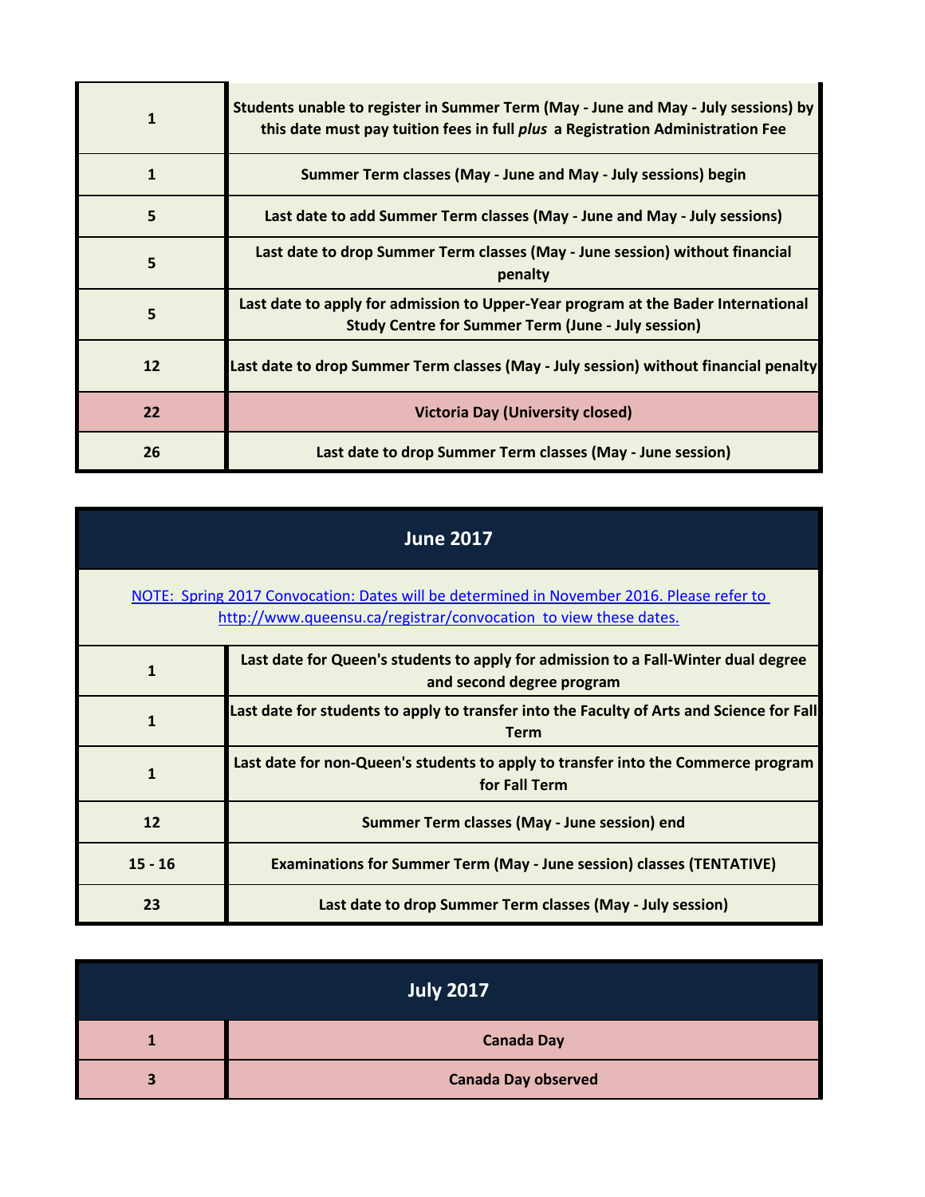| | |
|---|---|
| 1 | Students unable to register in Summer Term (May - June and May - July sessions) by this date must pay tuition fees in full *plus* a Registration Administration Fee |
| 1 | Summer Term classes (May - June and May - July sessions) begin |
| 5 | Last date to add Summer Term classes (May - June and May - July sessions) |
| 5 | Last date to drop Summer Term classes (May - June session) without financial penalty |
| 5 | Last date to apply for admission to Upper-Year program at the Bader International Study Centre for Summer Term (June - July session) |
| 12 | Last date to drop Summer Term classes (May - July session) without financial penalty |
| 22 | Victoria Day (University closed) |
| 26 | Last date to drop Summer Term classes (May - June session) |

## June 2017

[NOTE: Spring 2017 Convocation: Dates will be determined in November 2016. Please refer to http://www.queensu.ca/registrar/convocation to view these dates.](http://www.queensu.ca/registrar/convocation)

| | |
|---|---|
| 1 | Last date for Queen's students to apply for admission to a Fall-Winter dual degree and second degree program |
| 1 | Last date for students to apply to transfer into the Faculty of Arts and Science for Fall Term |
| 1 | Last date for non-Queen's students to apply to transfer into the Commerce program for Fall Term |
| 12 | Summer Term classes (May - June session) end |
| 15 - 16 | Examinations for Summer Term (May - June session) classes (TENTATIVE) |
| 23 | Last date to drop Summer Term classes (May - July session) |

## July 2017

| | |
|---|---|
| 1 | Canada Day |
| 3 | Canada Day observed |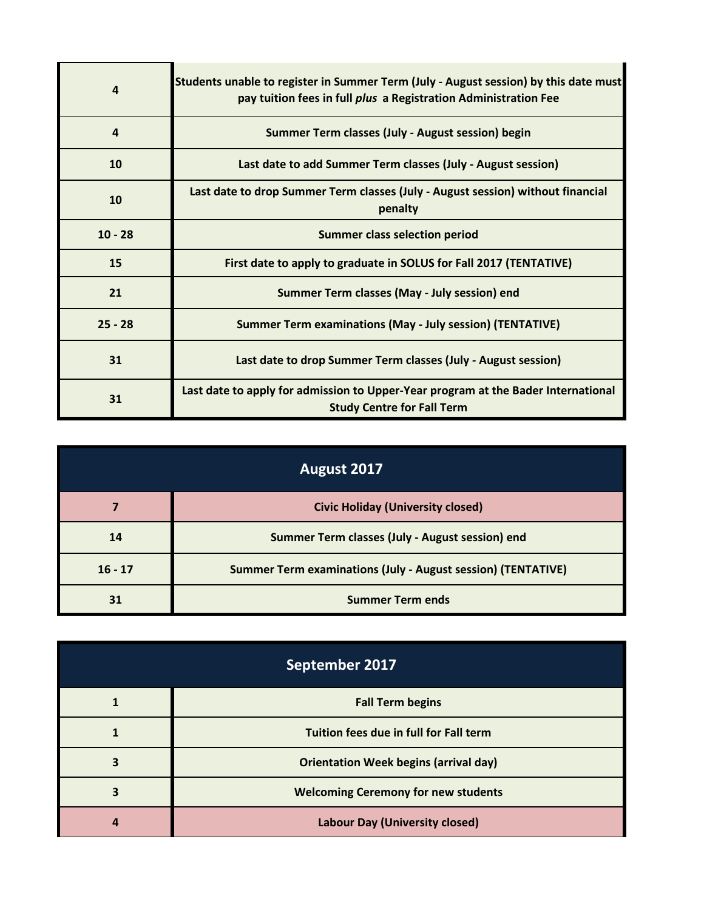| | |
|---|---|
| 4 | Students unable to register in Summer Term (July - August session) by this date must pay tuition fees in full *plus* a Registration Administration Fee |
| 4 | Summer Term classes (July - August session) begin |
| 10 | Last date to add Summer Term classes (July - August session) |
| 10 | Last date to drop Summer Term classes (July - August session) without financial penalty |
| 10 - 28 | Summer class selection period |
| 15 | First date to apply to graduate in SOLUS for Fall 2017 (TENTATIVE) |
| 21 | Summer Term classes (May - July session) end |
| 25 - 28 | Summer Term examinations (May - July session) (TENTATIVE) |
| 31 | Last date to drop Summer Term classes (July - August session) |
| 31 | Last date to apply for admission to Upper-Year program at the Bader International Study Centre for Fall Term |

## August 2017

| | |
|---|---|
| 7 | Civic Holiday (University closed) |
| 14 | Summer Term classes (July - August session) end |
| 16 - 17 | Summer Term examinations (July - August session) (TENTATIVE) |
| 31 | Summer Term ends |

## September 2017

| | |
|---|---|
| 1 | Fall Term begins |
| 1 | Tuition fees due in full for Fall term |
| 3 | Orientation Week begins (arrival day) |
| 3 | Welcoming Ceremony for new students |
| 4 | Labour Day (University closed) |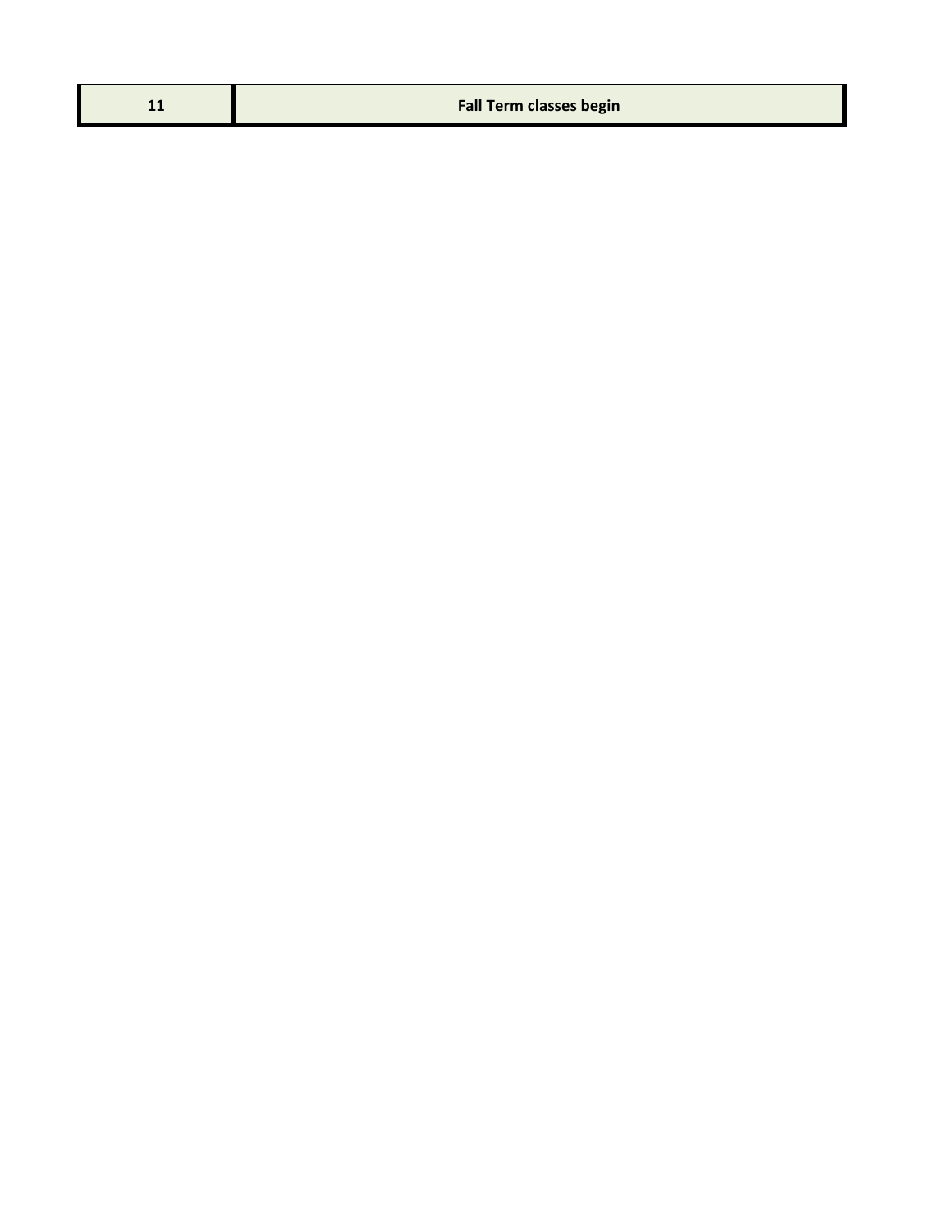| | |
|---|---|
| **11** | **Fall Term classes begin** |